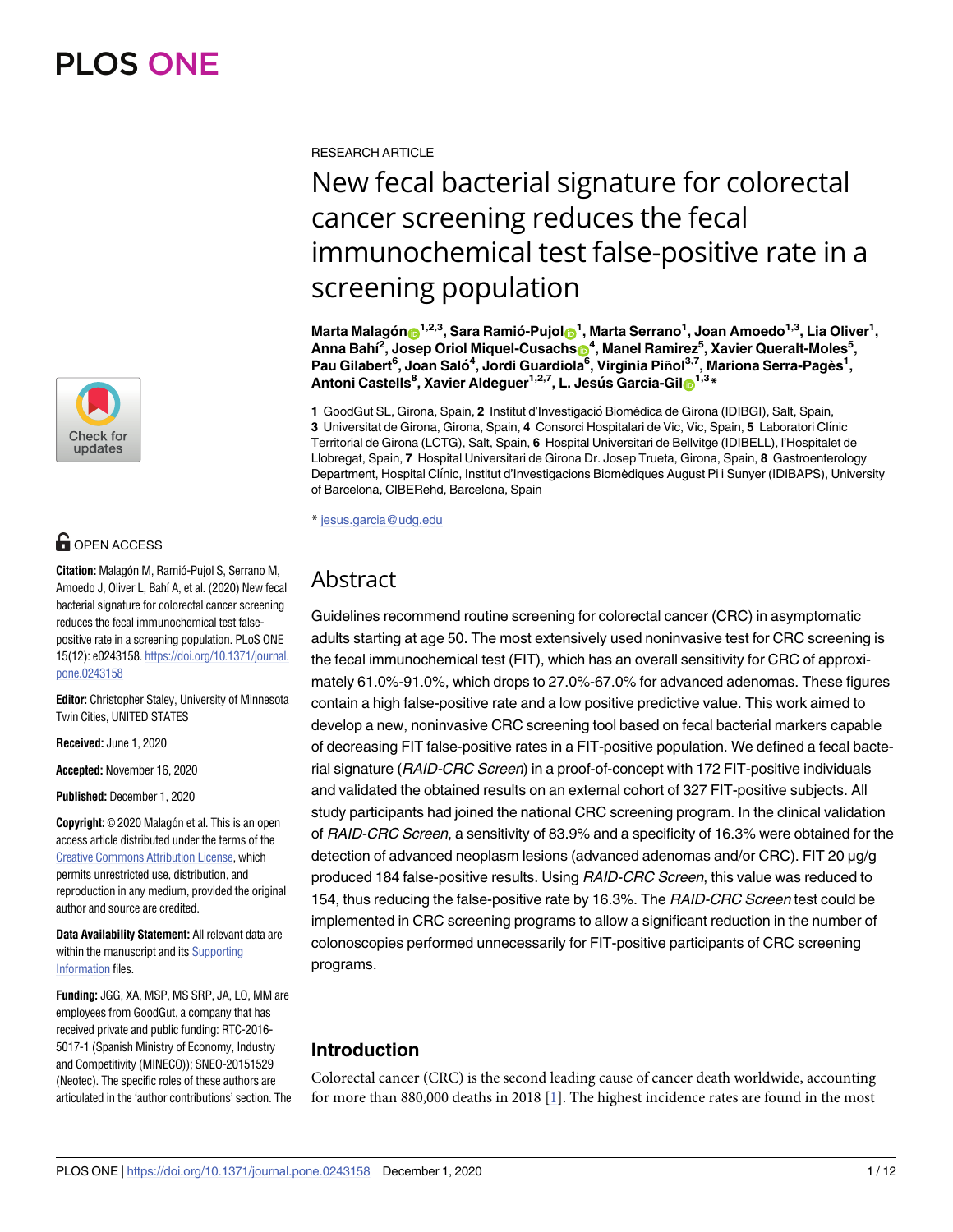RESEARCH ARTICLE

# New fecal bacterial signature for colorectal cancer screening reduces the fecal immunochemical test false-positive rate in a screening population

**Marta Malagón[1,2,3], Sara Ramió-Pujol[1], Marta Serrano[1], Joan Amoedo[1,3], Lia Oliver[1], Anna Bahí[2], Josep Oriol Miquel-Cusachs[4], Manel Ramirez[5], Xavier Queralt-Moles[5], Pau Gilabert[6], Joan Saló[4], Jordi Guardiola[6], Virginia Piñol[3,7], Mariona Serra-Pagès[1], Antoni Castells[8], Xavier Aldeguer[1,2,7], L. Jesús Garcia-Gil[1,3]***

**1** GoodGut SL, Girona, Spain, **2** Institut d'Investigació Biomèdica de Girona (IDIBGI), Salt, Spain, **3** Universitat de Girona, Girona, Spain, **4** Consorci Hospitalari de Vic, Vic, Spain, **5** Laboratori Clínic Territorial de Girona (LCTG), Salt, Spain, **6** Hospital Universitari de Bellvitge (IDIBELL), l'Hospitalet de Llobregat, Spain, **7** Hospital Universitari de Girona Dr. Josep Trueta, Girona, Spain, **8** Gastroenterology Department, Hospital Clínic, Institut d'Investigacions Biomèdiques August Pi i Sunyer (IDIBAPS), University of Barcelona, CIBERehd, Barcelona, Spain

* jesus.garcia@udg.edu

OPEN ACCESS

**Citation:** Malagón M, Ramió-Pujol S, Serrano M, Amoedo J, Oliver L, Bahí A, et al. (2020) New fecal bacterial signature for colorectal cancer screening reduces the fecal immunochemical test false-positive rate in a screening population. PLoS ONE 15(12): e0243158. https://doi.org/10.1371/journal.pone.0243158

**Editor:** Christopher Staley, University of Minnesota Twin Cities, UNITED STATES

**Received:** June 1, 2020

**Accepted:** November 16, 2020

**Published:** December 1, 2020

**Copyright:** © 2020 Malagón et al. This is an open access article distributed under the terms of the Creative Commons Attribution License, which permits unrestricted use, distribution, and reproduction in any medium, provided the original author and source are credited.

**Data Availability Statement:** All relevant data are within the manuscript and its Supporting Information files.

**Funding:** JGG, XA, MSP, MS SRP, JA, LO, MM are employees from GoodGut, a company that has received private and public funding: RTC-2016-5017-1 (Spanish Ministry of Economy, Industry and Competitivity (MINECO)); SNEO-20151529 (Neotec). The specific roles of these authors are articulated in the 'author contributions' section. The

## Abstract

Guidelines recommend routine screening for colorectal cancer (CRC) in asymptomatic adults starting at age 50. The most extensively used noninvasive test for CRC screening is the fecal immunochemical test (FIT), which has an overall sensitivity for CRC of approximately 61.0%-91.0%, which drops to 27.0%-67.0% for advanced adenomas. These figures contain a high false-positive rate and a low positive predictive value. This work aimed to develop a new, noninvasive CRC screening tool based on fecal bacterial markers capable of decreasing FIT false-positive rates in a FIT-positive population. We defined a fecal bacterial signature (*RAID-CRC Screen*) in a proof-of-concept with 172 FIT-positive individuals and validated the obtained results on an external cohort of 327 FIT-positive subjects. All study participants had joined the national CRC screening program. In the clinical validation of *RAID-CRC Screen*, a sensitivity of 83.9% and a specificity of 16.3% were obtained for the detection of advanced neoplasm lesions (advanced adenomas and/or CRC). FIT 20 μg/g produced 184 false-positive results. Using *RAID-CRC Screen*, this value was reduced to 154, thus reducing the false-positive rate by 16.3%. The *RAID-CRC Screen* test could be implemented in CRC screening programs to allow a significant reduction in the number of colonoscopies performed unnecessarily for FIT-positive participants of CRC screening programs.

## Introduction

Colorectal cancer (CRC) is the second leading cause of cancer death worldwide, accounting for more than 880,000 deaths in 2018 [1]. The highest incidence rates are found in the most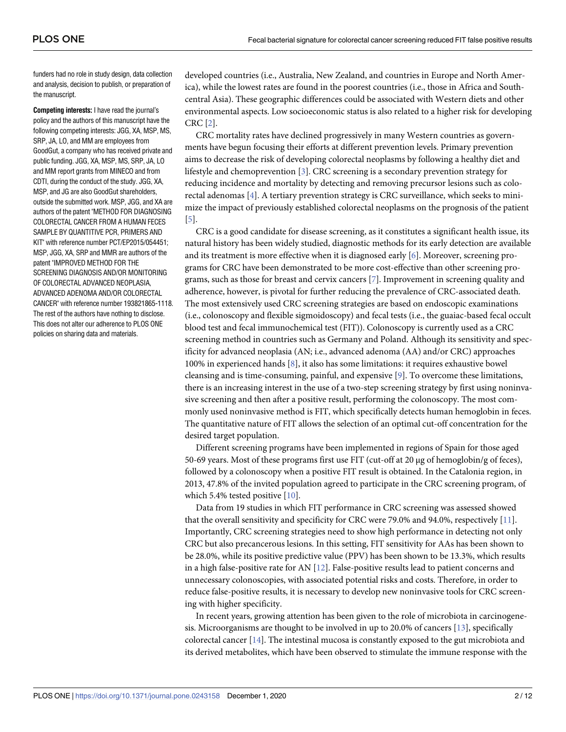funders had no role in study design, data collection and analysis, decision to publish, or preparation of the manuscript.

**Competing interests:** I have read the journal's policy and the authors of this manuscript have the following competing interests: JGG, XA, MSP, MS, SRP, JA, LO, and MM are employees from GoodGut, a company who has received private and public funding. JGG, XA, MSP, MS, SRP, JA, LO and MM report grants from MINECO and from CDTI, during the conduct of the study. JGG, XA, MSP, and JG are also GoodGut shareholders, outside the submitted work. MSP, JGG, and XA are authors of the patent "METHOD FOR DIAGNOSING COLORECTAL CANCER FROM A HUMAN FECES SAMPLE BY QUANTITIVE PCR, PRIMERS AND KIT" with reference number PCT/EP2015/054451; MSP, JGG, XA, SRP and MMR are authors of the patent "IMPROVED METHOD FOR THE SCREENING DIAGNOSIS AND/OR MONITORING OF COLORECTAL ADVANCED NEOPLASIA, ADVANCED ADENOMA AND/OR COLORECTAL CANCER" with reference number 193821865-1118. The rest of the authors have nothing to disclose. This does not alter our adherence to PLOS ONE policies on sharing data and materials.

developed countries (i.e., Australia, New Zealand, and countries in Europe and North America), while the lowest rates are found in the poorest countries (i.e., those in Africa and South-central Asia). These geographic differences could be associated with Western diets and other environmental aspects. Low socioeconomic status is also related to a higher risk for developing CRC [2].

CRC mortality rates have declined progressively in many Western countries as governments have begun focusing their efforts at different prevention levels. Primary prevention aims to decrease the risk of developing colorectal neoplasms by following a healthy diet and lifestyle and chemoprevention [3]. CRC screening is a secondary prevention strategy for reducing incidence and mortality by detecting and removing precursor lesions such as colorectal adenomas [4]. A tertiary prevention strategy is CRC surveillance, which seeks to minimize the impact of previously established colorectal neoplasms on the prognosis of the patient [5].

CRC is a good candidate for disease screening, as it constitutes a significant health issue, its natural history has been widely studied, diagnostic methods for its early detection are available and its treatment is more effective when it is diagnosed early [6]. Moreover, screening programs for CRC have been demonstrated to be more cost-effective than other screening programs, such as those for breast and cervix cancers [7]. Improvement in screening quality and adherence, however, is pivotal for further reducing the prevalence of CRC-associated death. The most extensively used CRC screening strategies are based on endoscopic examinations (i.e., colonoscopy and flexible sigmoidoscopy) and fecal tests (i.e., the guaiac-based fecal occult blood test and fecal immunochemical test (FIT)). Colonoscopy is currently used as a CRC screening method in countries such as Germany and Poland. Although its sensitivity and specificity for advanced neoplasia (AN; i.e., advanced adenoma (AA) and/or CRC) approaches 100% in experienced hands [8], it also has some limitations: it requires exhaustive bowel cleansing and is time-consuming, painful, and expensive [9]. To overcome these limitations, there is an increasing interest in the use of a two-step screening strategy by first using noninvasive screening and then after a positive result, performing the colonoscopy. The most commonly used noninvasive method is FIT, which specifically detects human hemoglobin in feces. The quantitative nature of FIT allows the selection of an optimal cut-off concentration for the desired target population.

Different screening programs have been implemented in regions of Spain for those aged 50-69 years. Most of these programs first use FIT (cut-off at 20 μg of hemoglobin/g of feces), followed by a colonoscopy when a positive FIT result is obtained. In the Catalonia region, in 2013, 47.8% of the invited population agreed to participate in the CRC screening program, of which 5.4% tested positive [10].

Data from 19 studies in which FIT performance in CRC screening was assessed showed that the overall sensitivity and specificity for CRC were 79.0% and 94.0%, respectively [11]. Importantly, CRC screening strategies need to show high performance in detecting not only CRC but also precancerous lesions. In this setting, FIT sensitivity for AAs has been shown to be 28.0%, while its positive predictive value (PPV) has been shown to be 13.3%, which results in a high false-positive rate for AN [12]. False-positive results lead to patient concerns and unnecessary colonoscopies, with associated potential risks and costs. Therefore, in order to reduce false-positive results, it is necessary to develop new noninvasive tools for CRC screening with higher specificity.

In recent years, growing attention has been given to the role of microbiota in carcinogenesis. Microorganisms are thought to be involved in up to 20.0% of cancers [13], specifically colorectal cancer [14]. The intestinal mucosa is constantly exposed to the gut microbiota and its derived metabolites, which have been observed to stimulate the immune response with the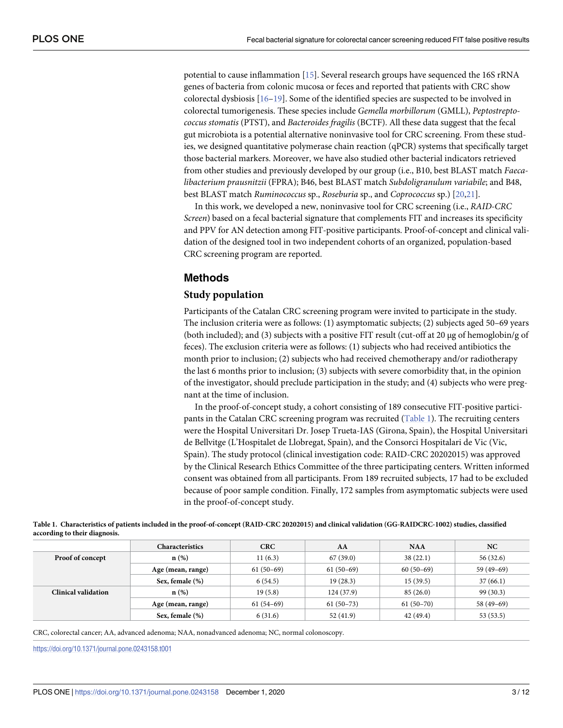potential to cause inflammation [15]. Several research groups have sequenced the 16S rRNA genes of bacteria from colonic mucosa or feces and reported that patients with CRC show colorectal dysbiosis [16–19]. Some of the identified species are suspected to be involved in colorectal tumorigenesis. These species include *Gemella morbillorum* (GMLL), *Peptostreptococcus stomatis* (PTST), and *Bacteroides fragilis* (BCTF). All these data suggest that the fecal gut microbiota is a potential alternative noninvasive tool for CRC screening. From these studies, we designed quantitative polymerase chain reaction (qPCR) systems that specifically target those bacterial markers. Moreover, we have also studied other bacterial indicators retrieved from other studies and previously developed by our group (i.e., B10, best BLAST match *Faecalibacterium prausnitzii* (FPRA); B46, best BLAST match *Subdoligranulum variabile*; and B48, best BLAST match *Ruminococcus* sp., *Roseburia* sp., and *Coprococcus* sp.) [20,21].

In this work, we developed a new, noninvasive tool for CRC screening (i.e., *RAID-CRC Screen*) based on a fecal bacterial signature that complements FIT and increases its specificity and PPV for AN detection among FIT-positive participants. Proof-of-concept and clinical validation of the designed tool in two independent cohorts of an organized, population-based CRC screening program are reported.

## Methods

### Study population

Participants of the Catalan CRC screening program were invited to participate in the study. The inclusion criteria were as follows: (1) asymptomatic subjects; (2) subjects aged 50–69 years (both included); and (3) subjects with a positive FIT result (cut-off at 20 μg of hemoglobin/g of feces). The exclusion criteria were as follows: (1) subjects who had received antibiotics the month prior to inclusion; (2) subjects who had received chemotherapy and/or radiotherapy the last 6 months prior to inclusion; (3) subjects with severe comorbidity that, in the opinion of the investigator, should preclude participation in the study; and (4) subjects who were pregnant at the time of inclusion.

In the proof-of-concept study, a cohort consisting of 189 consecutive FIT-positive participants in the Catalan CRC screening program was recruited (Table 1). The recruiting centers were the Hospital Universitari Dr. Josep Trueta-IAS (Girona, Spain), the Hospital Universitari de Bellvitge (L'Hospitalet de Llobregat, Spain), and the Consorci Hospitalari de Vic (Vic, Spain). The study protocol (clinical investigation code: RAID-CRC 20202015) was approved by the Clinical Research Ethics Committee of the three participating centers. Written informed consent was obtained from all participants. From 189 recruited subjects, 17 had to be excluded because of poor sample condition. Finally, 172 samples from asymptomatic subjects were used in the proof-of-concept study.

**Table 1. Characteristics of patients included in the proof-of-concept (RAID-CRC 20202015) and clinical validation (GG-RAIDCRC-1002) studies, classified according to their diagnosis.**

| | Characteristics | CRC | AA | NAA | NC |
|---|---|---|---|---|---|
| **Proof of concept** | **n (%)** | 11 (6.3) | 67 (39.0) | 38 (22.1) | 56 (32.6) |
| | **Age (mean, range)** | 61 (50–69) | 61 (50–69) | 60 (50–69) | 59 (49–69) |
| | **Sex, female (%)** | 6 (54.5) | 19 (28.3) | 15 (39.5) | 37 (66.1) |
| **Clinical validation** | **n (%)** | 19 (5.8) | 124 (37.9) | 85 (26.0) | 99 (30.3) |
| | **Age (mean, range)** | 61 (54–69) | 61 (50–73) | 61 (50–70) | 58 (49–69) |
| | **Sex, female (%)** | 6 (31.6) | 52 (41.9) | 42 (49.4) | 53 (53.5) |

CRC, colorectal cancer; AA, advanced adenoma; NAA, nonadvanced adenoma; NC, normal colonoscopy.

https://doi.org/10.1371/journal.pone.0243158.t001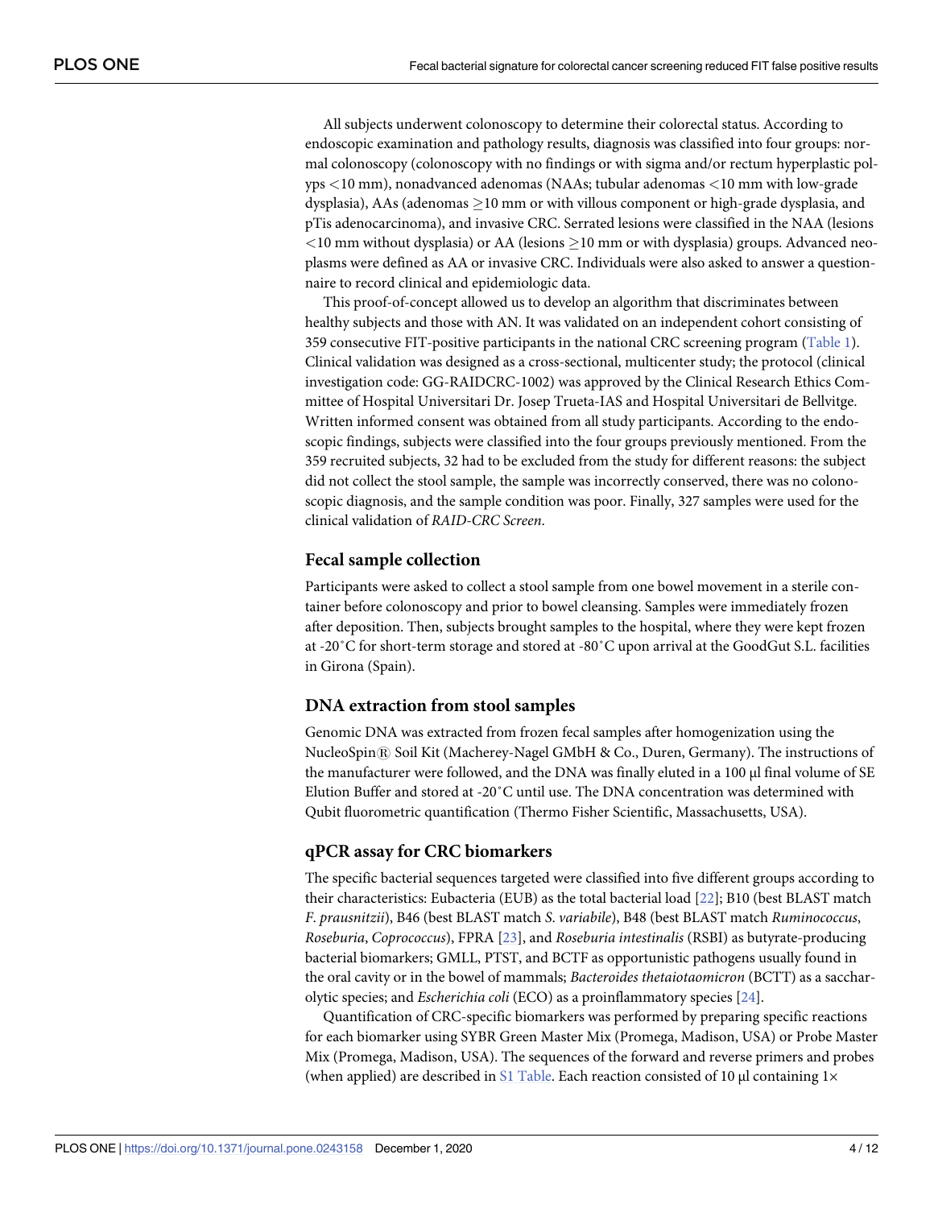All subjects underwent colonoscopy to determine their colorectal status. According to endoscopic examination and pathology results, diagnosis was classified into four groups: normal colonoscopy (colonoscopy with no findings or with sigma and/or rectum hyperplastic polyps <10 mm), nonadvanced adenomas (NAAs; tubular adenomas <10 mm with low-grade dysplasia), AAs (adenomas ≥10 mm or with villous component or high-grade dysplasia, and pTis adenocarcinoma), and invasive CRC. Serrated lesions were classified in the NAA (lesions <10 mm without dysplasia) or AA (lesions ≥10 mm or with dysplasia) groups. Advanced neoplasms were defined as AA or invasive CRC. Individuals were also asked to answer a questionnaire to record clinical and epidemiologic data.

This proof-of-concept allowed us to develop an algorithm that discriminates between healthy subjects and those with AN. It was validated on an independent cohort consisting of 359 consecutive FIT-positive participants in the national CRC screening program (Table 1). Clinical validation was designed as a cross-sectional, multicenter study; the protocol (clinical investigation code: GG-RAIDCRC-1002) was approved by the Clinical Research Ethics Committee of Hospital Universitari Dr. Josep Trueta-IAS and Hospital Universitari de Bellvitge. Written informed consent was obtained from all study participants. According to the endoscopic findings, subjects were classified into the four groups previously mentioned. From the 359 recruited subjects, 32 had to be excluded from the study for different reasons: the subject did not collect the stool sample, the sample was incorrectly conserved, there was no colonoscopic diagnosis, and the sample condition was poor. Finally, 327 samples were used for the clinical validation of *RAID-CRC Screen*.

## Fecal sample collection

Participants were asked to collect a stool sample from one bowel movement in a sterile container before colonoscopy and prior to bowel cleansing. Samples were immediately frozen after deposition. Then, subjects brought samples to the hospital, where they were kept frozen at -20˚C for short-term storage and stored at -80˚C upon arrival at the GoodGut S.L. facilities in Girona (Spain).

## DNA extraction from stool samples

Genomic DNA was extracted from frozen fecal samples after homogenization using the NucleoSpin® Soil Kit (Macherey-Nagel GMbH & Co., Duren, Germany). The instructions of the manufacturer were followed, and the DNA was finally eluted in a 100 μl final volume of SE Elution Buffer and stored at -20˚C until use. The DNA concentration was determined with Qubit fluorometric quantification (Thermo Fisher Scientific, Massachusetts, USA).

## qPCR assay for CRC biomarkers

The specific bacterial sequences targeted were classified into five different groups according to their characteristics: Eubacteria (EUB) as the total bacterial load [22]; B10 (best BLAST match *F. prausnitzii*), B46 (best BLAST match *S. variabile*), B48 (best BLAST match *Ruminococcus*, *Roseburia*, *Coprococcus*), FPRA [23], and *Roseburia intestinalis* (RSBI) as butyrate-producing bacterial biomarkers; GMLL, PTST, and BCTF as opportunistic pathogens usually found in the oral cavity or in the bowel of mammals; *Bacteroides thetaiotaomicron* (BCTT) as a saccharolytic species; and *Escherichia coli* (ECO) as a proinflammatory species [24].

Quantification of CRC-specific biomarkers was performed by preparing specific reactions for each biomarker using SYBR Green Master Mix (Promega, Madison, USA) or Probe Master Mix (Promega, Madison, USA). The sequences of the forward and reverse primers and probes (when applied) are described in S1 Table. Each reaction consisted of 10 μl containing 1×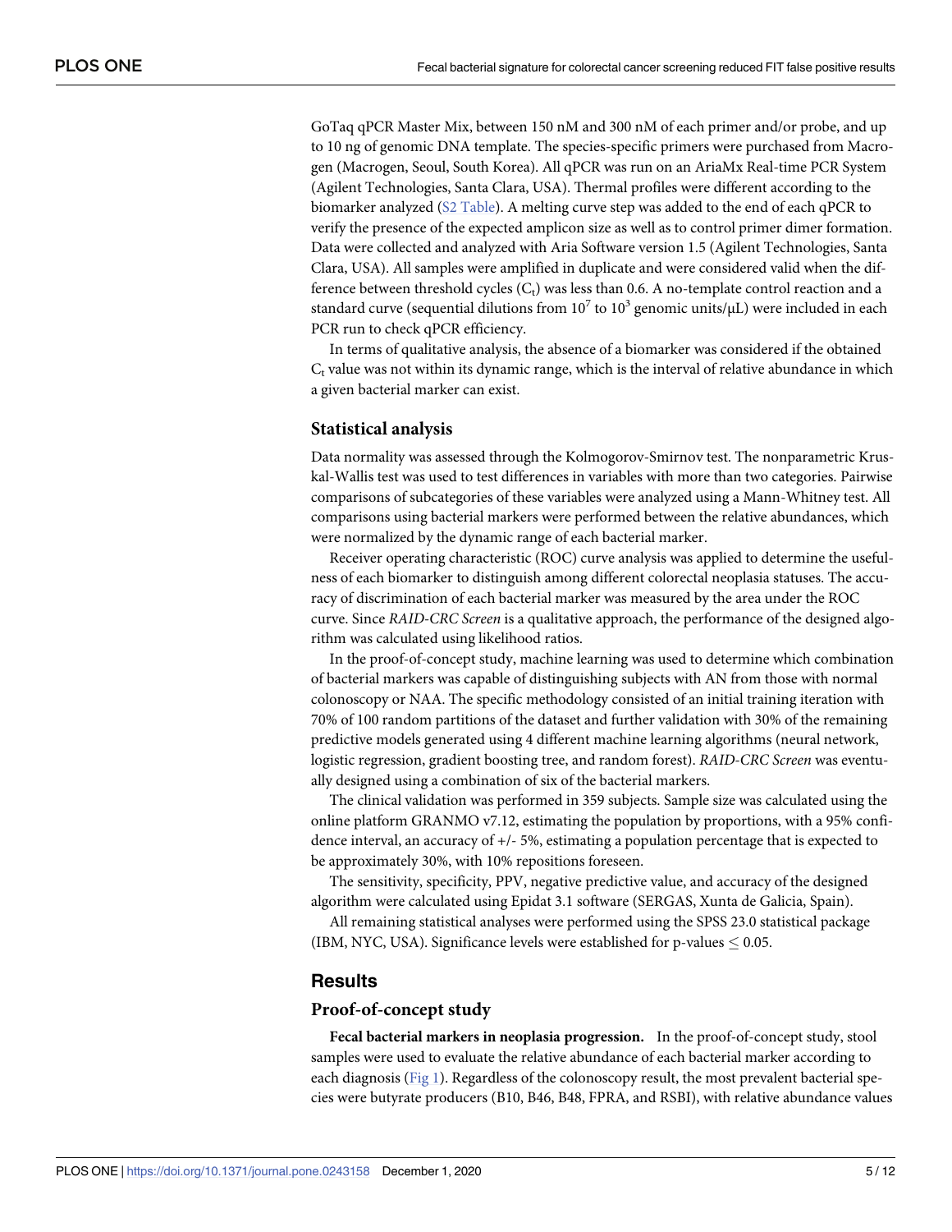GoTaq qPCR Master Mix, between 150 nM and 300 nM of each primer and/or probe, and up to 10 ng of genomic DNA template. The species-specific primers were purchased from Macrogen (Macrogen, Seoul, South Korea). All qPCR was run on an AriaMx Real-time PCR System (Agilent Technologies, Santa Clara, USA). Thermal profiles were different according to the biomarker analyzed (S2 Table). A melting curve step was added to the end of each qPCR to verify the presence of the expected amplicon size as well as to control primer dimer formation. Data were collected and analyzed with Aria Software version 1.5 (Agilent Technologies, Santa Clara, USA). All samples were amplified in duplicate and were considered valid when the difference between threshold cycles ($C_t$) was less than 0.6. A no-template control reaction and a standard curve (sequential dilutions from $10^7$ to $10^3$ genomic units/μL) were included in each PCR run to check qPCR efficiency.

In terms of qualitative analysis, the absence of a biomarker was considered if the obtained $C_t$ value was not within its dynamic range, which is the interval of relative abundance in which a given bacterial marker can exist.

### Statistical analysis

Data normality was assessed through the Kolmogorov-Smirnov test. The nonparametric Kruskal-Wallis test was used to test differences in variables with more than two categories. Pairwise comparisons of subcategories of these variables were analyzed using a Mann-Whitney test. All comparisons using bacterial markers were performed between the relative abundances, which were normalized by the dynamic range of each bacterial marker.

Receiver operating characteristic (ROC) curve analysis was applied to determine the usefulness of each biomarker to distinguish among different colorectal neoplasia statuses. The accuracy of discrimination of each bacterial marker was measured by the area under the ROC curve. Since *RAID-CRC Screen* is a qualitative approach, the performance of the designed algorithm was calculated using likelihood ratios.

In the proof-of-concept study, machine learning was used to determine which combination of bacterial markers was capable of distinguishing subjects with AN from those with normal colonoscopy or NAA. The specific methodology consisted of an initial training iteration with 70% of 100 random partitions of the dataset and further validation with 30% of the remaining predictive models generated using 4 different machine learning algorithms (neural network, logistic regression, gradient boosting tree, and random forest). *RAID-CRC Screen* was eventually designed using a combination of six of the bacterial markers.

The clinical validation was performed in 359 subjects. Sample size was calculated using the online platform GRANMO v7.12, estimating the population by proportions, with a 95% confidence interval, an accuracy of +/- 5%, estimating a population percentage that is expected to be approximately 30%, with 10% repositions foreseen.

The sensitivity, specificity, PPV, negative predictive value, and accuracy of the designed algorithm were calculated using Epidat 3.1 software (SERGAS, Xunta de Galicia, Spain).

All remaining statistical analyses were performed using the SPSS 23.0 statistical package (IBM, NYC, USA). Significance levels were established for p-values $\leq 0.05$.

## Results

### Proof-of-concept study

**Fecal bacterial markers in neoplasia progression.** In the proof-of-concept study, stool samples were used to evaluate the relative abundance of each bacterial marker according to each diagnosis (Fig 1). Regardless of the colonoscopy result, the most prevalent bacterial species were butyrate producers (B10, B46, B48, FPRA, and RSBI), with relative abundance values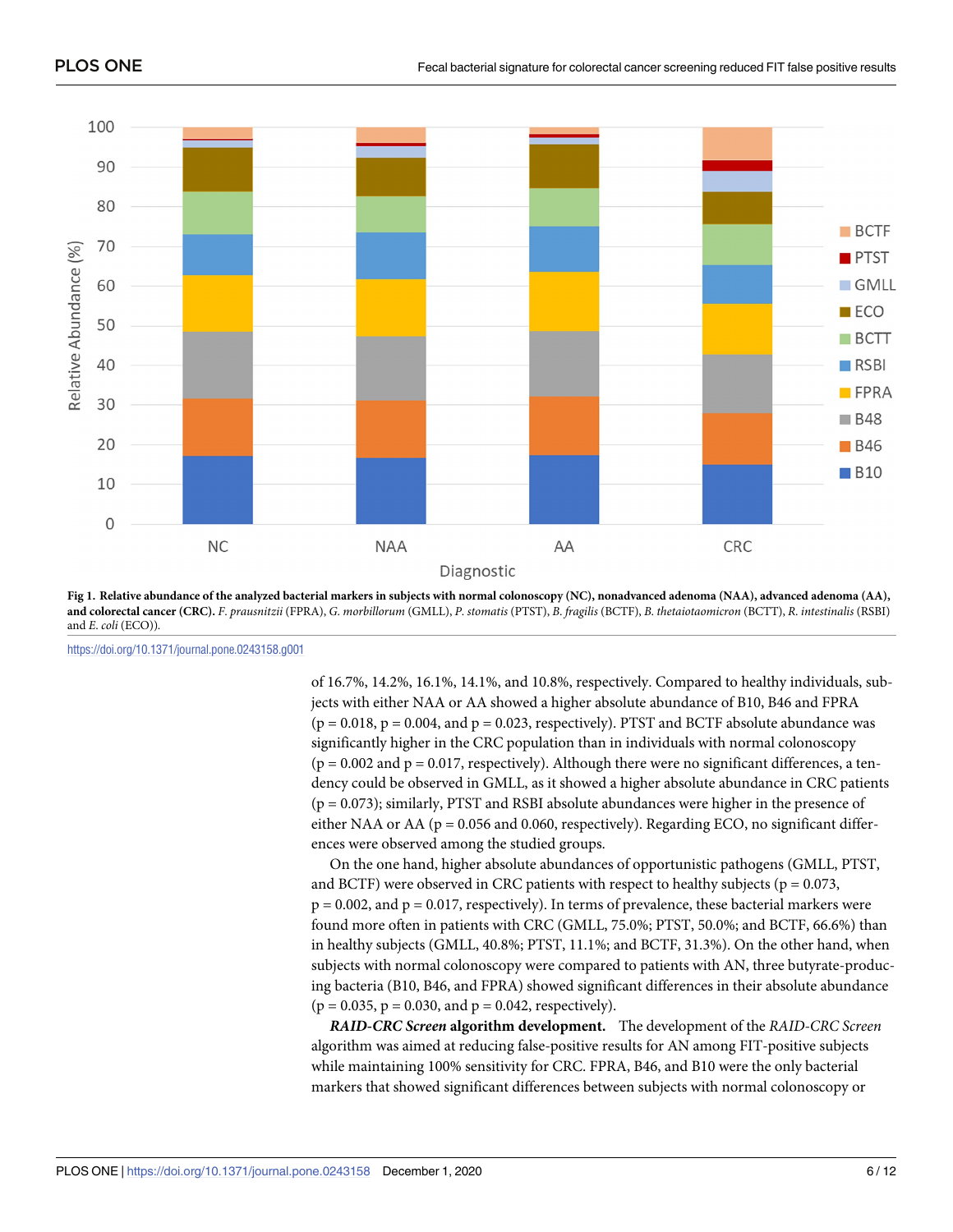**Fig 1. Relative abundance of the analyzed bacterial markers in subjects with normal colonoscopy (NC), nonadvanced adenoma (NAA), advanced adenoma (AA), and colorectal cancer (CRC).** *F. prausnitzii* (FPRA), *G. morbillorum* (GMLL), *P. stomatis* (PTST), *B. fragilis* (BCTF), *B. thetaiotaomicron* (BCTT), *R. intestinalis* (RSBI) and *E. coli* (ECO)).

https://doi.org/10.1371/journal.pone.0243158.g001

of 16.7%, 14.2%, 16.1%, 14.1%, and 10.8%, respectively. Compared to healthy individuals, subjects with either NAA or AA showed a higher absolute abundance of B10, B46 and FPRA ($p = 0.018$, $p = 0.004$, and $p = 0.023$, respectively). PTST and BCTF absolute abundance was significantly higher in the CRC population than in individuals with normal colonoscopy ($p = 0.002$ and $p = 0.017$, respectively). Although there were no significant differences, a tendency could be observed in GMLL, as it showed a higher absolute abundance in CRC patients ($p = 0.073$); similarly, PTST and RSBI absolute abundances were higher in the presence of either NAA or AA ($p = 0.056$ and 0.060, respectively). Regarding ECO, no significant differences were observed among the studied groups.

On the one hand, higher absolute abundances of opportunistic pathogens (GMLL, PTST, and BCTF) were observed in CRC patients with respect to healthy subjects ($p = 0.073$, $p = 0.002$, and $p = 0.017$, respectively). In terms of prevalence, these bacterial markers were found more often in patients with CRC (GMLL, 75.0%; PTST, 50.0%; and BCTF, 66.6%) than in healthy subjects (GMLL, 40.8%; PTST, 11.1%; and BCTF, 31.3%). On the other hand, when subjects with normal colonoscopy were compared to patients with AN, three butyrate-producing bacteria (B10, B46, and FPRA) showed significant differences in their absolute abundance ($p = 0.035$, $p = 0.030$, and $p = 0.042$, respectively).

***RAID-CRC Screen* algorithm development.** The development of the *RAID-CRC Screen* algorithm was aimed at reducing false-positive results for AN among FIT-positive subjects while maintaining 100% sensitivity for CRC. FPRA, B46, and B10 were the only bacterial markers that showed significant differences between subjects with normal colonoscopy or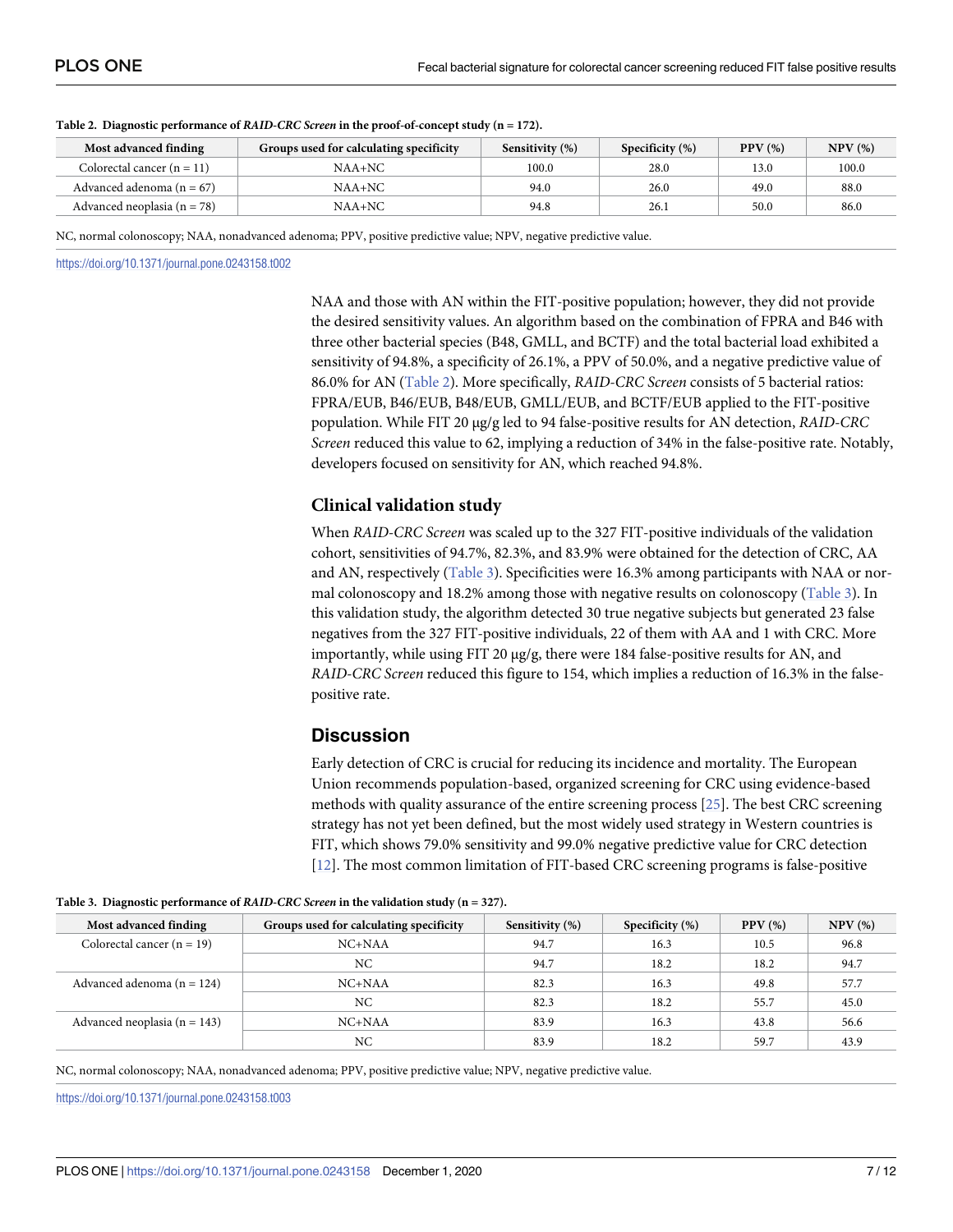**Table 2. Diagnostic performance of *RAID-CRC Screen* in the proof-of-concept study (n = 172).**

| Most advanced finding | Groups used for calculating specificity | Sensitivity (%) | Specificity (%) | PPV (%) | NPV (%) |
|---|---|---|---|---|---|
| Colorectal cancer (n = 11) | NAA+NC | 100.0 | 28.0 | 13.0 | 100.0 |
| Advanced adenoma (n = 67) | NAA+NC | 94.0 | 26.0 | 49.0 | 88.0 |
| Advanced neoplasia (n = 78) | NAA+NC | 94.8 | 26.1 | 50.0 | 86.0 |

NC, normal colonoscopy; NAA, nonadvanced adenoma; PPV, positive predictive value; NPV, negative predictive value.

https://doi.org/10.1371/journal.pone.0243158.t002

NAA and those with AN within the FIT-positive population; however, they did not provide the desired sensitivity values. An algorithm based on the combination of FPRA and B46 with three other bacterial species (B48, GMLL, and BCTF) and the total bacterial load exhibited a sensitivity of 94.8%, a specificity of 26.1%, a PPV of 50.0%, and a negative predictive value of 86.0% for AN (Table 2). More specifically, *RAID-CRC Screen* consists of 5 bacterial ratios: FPRA/EUB, B46/EUB, B48/EUB, GMLL/EUB, and BCTF/EUB applied to the FIT-positive population. While FIT 20 μg/g led to 94 false-positive results for AN detection, *RAID-CRC Screen* reduced this value to 62, implying a reduction of 34% in the false-positive rate. Notably, developers focused on sensitivity for AN, which reached 94.8%.

### Clinical validation study

When *RAID-CRC Screen* was scaled up to the 327 FIT-positive individuals of the validation cohort, sensitivities of 94.7%, 82.3%, and 83.9% were obtained for the detection of CRC, AA and AN, respectively (Table 3). Specificities were 16.3% among participants with NAA or normal colonoscopy and 18.2% among those with negative results on colonoscopy (Table 3). In this validation study, the algorithm detected 30 true negative subjects but generated 23 false negatives from the 327 FIT-positive individuals, 22 of them with AA and 1 with CRC. More importantly, while using FIT 20 μg/g, there were 184 false-positive results for AN, and *RAID-CRC Screen* reduced this figure to 154, which implies a reduction of 16.3% in the false-positive rate.

## Discussion

Early detection of CRC is crucial for reducing its incidence and mortality. The European Union recommends population-based, organized screening for CRC using evidence-based methods with quality assurance of the entire screening process [25]. The best CRC screening strategy has not yet been defined, but the most widely used strategy in Western countries is FIT, which shows 79.0% sensitivity and 99.0% negative predictive value for CRC detection [12]. The most common limitation of FIT-based CRC screening programs is false-positive

**Table 3. Diagnostic performance of *RAID-CRC Screen* in the validation study (n = 327).**

| Most advanced finding | Groups used for calculating specificity | Sensitivity (%) | Specificity (%) | PPV (%) | NPV (%) |
|---|---|---|---|---|---|
| Colorectal cancer (n = 19) | NC+NAA | 94.7 | 16.3 | 10.5 | 96.8 |
| | NC | 94.7 | 18.2 | 18.2 | 94.7 |
| Advanced adenoma (n = 124) | NC+NAA | 82.3 | 16.3 | 49.8 | 57.7 |
| | NC | 82.3 | 18.2 | 55.7 | 45.0 |
| Advanced neoplasia (n = 143) | NC+NAA | 83.9 | 16.3 | 43.8 | 56.6 |
| | NC | 83.9 | 18.2 | 59.7 | 43.9 |

NC, normal colonoscopy; NAA, nonadvanced adenoma; PPV, positive predictive value; NPV, negative predictive value.

https://doi.org/10.1371/journal.pone.0243158.t003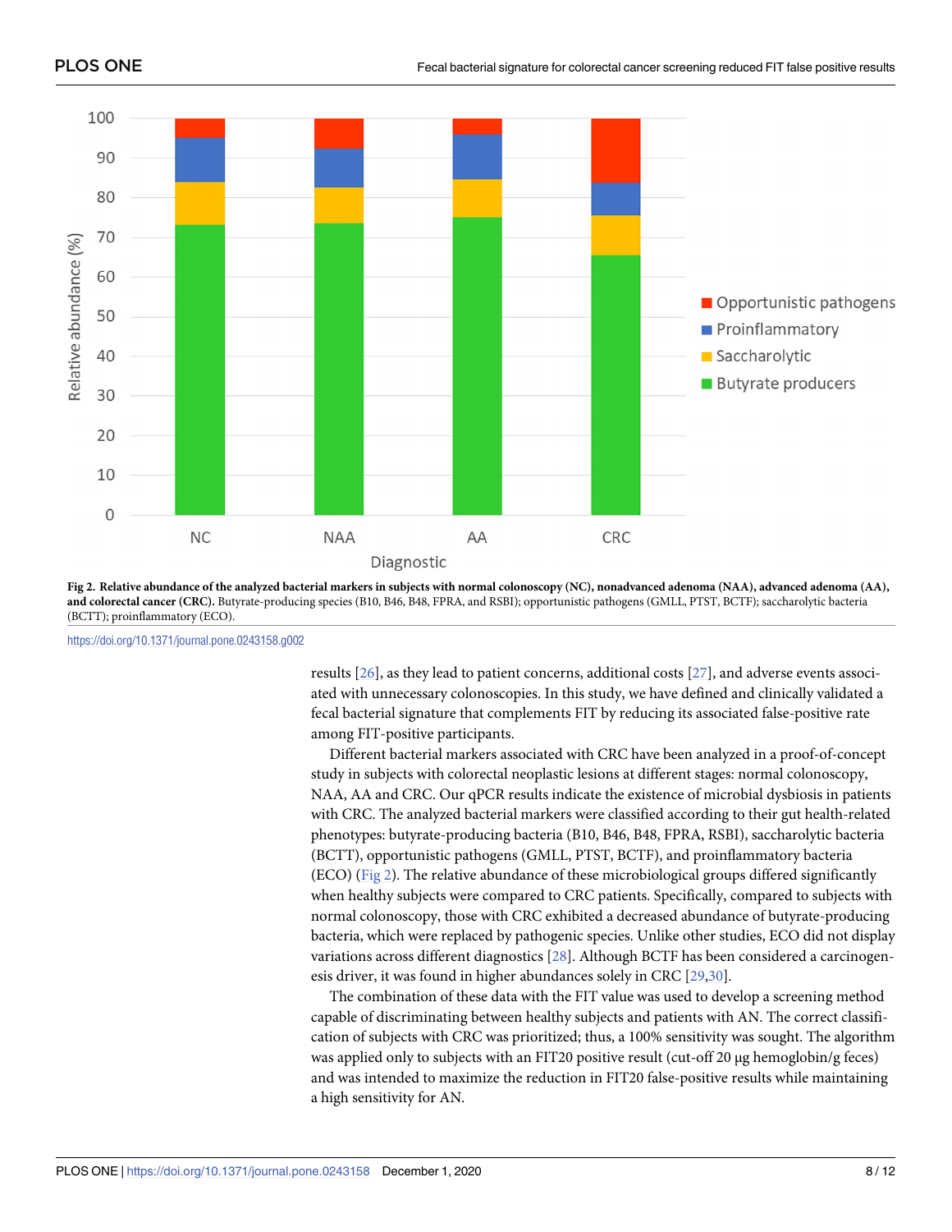Fig 2. **Relative abundance of the analyzed bacterial markers in subjects with normal colonoscopy (NC), nonadvanced adenoma (NAA), advanced adenoma (AA), and colorectal cancer (CRC).** Butyrate-producing species (B10, B46, B48, FPRA, and RSBI); opportunistic pathogens (GMLL, PTST, BCTF); saccharolytic bacteria (BCTT); proinflammatory (ECO).

https://doi.org/10.1371/journal.pone.0243158.g002

results [26], as they lead to patient concerns, additional costs [27], and adverse events associated with unnecessary colonoscopies. In this study, we have defined and clinically validated a fecal bacterial signature that complements FIT by reducing its associated false-positive rate among FIT-positive participants.

Different bacterial markers associated with CRC have been analyzed in a proof-of-concept study in subjects with colorectal neoplastic lesions at different stages: normal colonoscopy, NAA, AA and CRC. Our qPCR results indicate the existence of microbial dysbiosis in patients with CRC. The analyzed bacterial markers were classified according to their gut health-related phenotypes: butyrate-producing bacteria (B10, B46, B48, FPRA, RSBI), saccharolytic bacteria (BCTT), opportunistic pathogens (GMLL, PTST, BCTF), and proinflammatory bacteria (ECO) (Fig 2). The relative abundance of these microbiological groups differed significantly when healthy subjects were compared to CRC patients. Specifically, compared to subjects with normal colonoscopy, those with CRC exhibited a decreased abundance of butyrate-producing bacteria, which were replaced by pathogenic species. Unlike other studies, ECO did not display variations across different diagnostics [28]. Although BCTF has been considered a carcinogenesis driver, it was found in higher abundances solely in CRC [29,30].

The combination of these data with the FIT value was used to develop a screening method capable of discriminating between healthy subjects and patients with AN. The correct classification of subjects with CRC was prioritized; thus, a 100% sensitivity was sought. The algorithm was applied only to subjects with an FIT20 positive result (cut-off 20 μg hemoglobin/g feces) and was intended to maximize the reduction in FIT20 false-positive results while maintaining a high sensitivity for AN.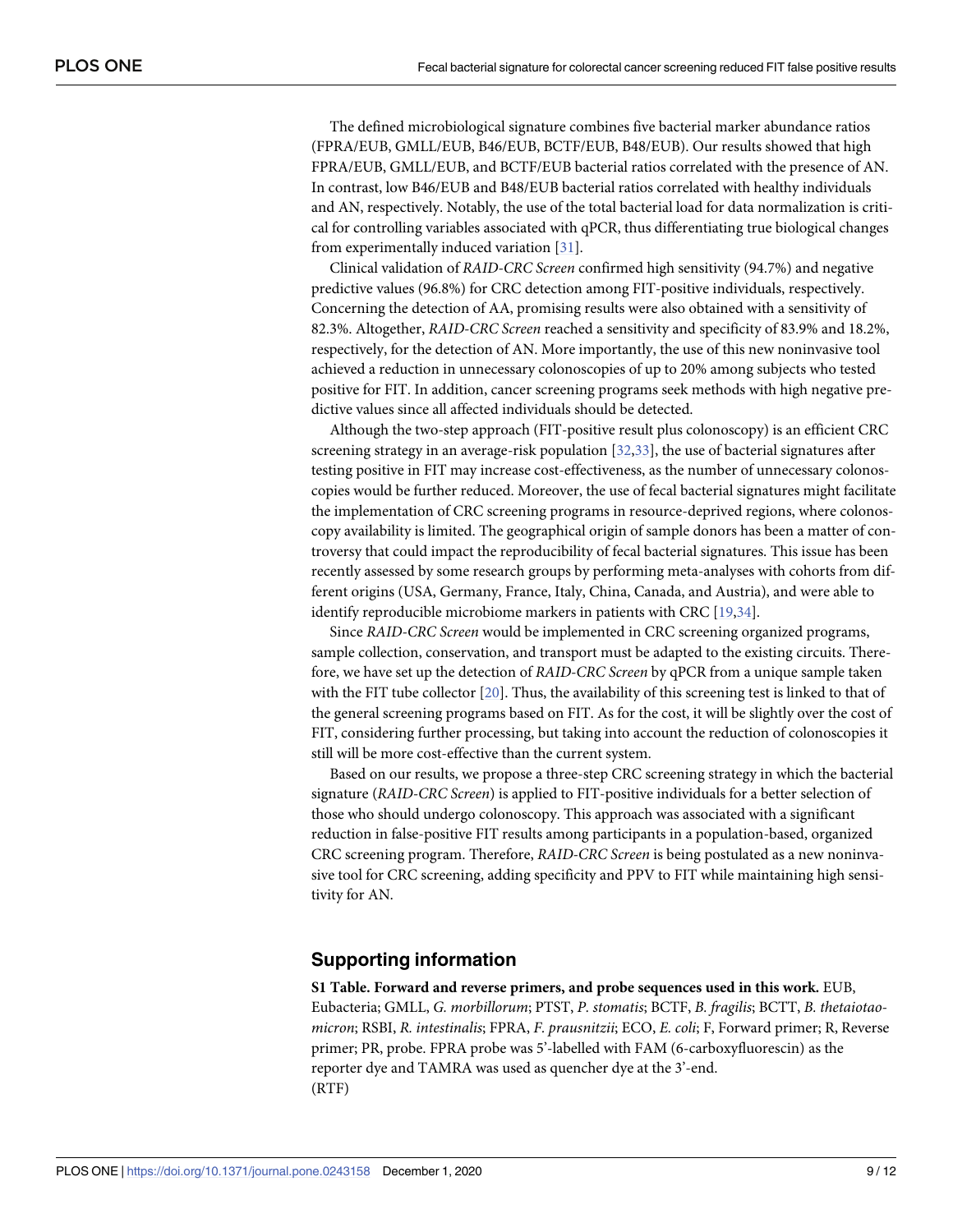The defined microbiological signature combines five bacterial marker abundance ratios (FPRA/EUB, GMLL/EUB, B46/EUB, BCTF/EUB, B48/EUB). Our results showed that high FPRA/EUB, GMLL/EUB, and BCTF/EUB bacterial ratios correlated with the presence of AN. In contrast, low B46/EUB and B48/EUB bacterial ratios correlated with healthy individuals and AN, respectively. Notably, the use of the total bacterial load for data normalization is critical for controlling variables associated with qPCR, thus differentiating true biological changes from experimentally induced variation [31].

Clinical validation of *RAID-CRC Screen* confirmed high sensitivity (94.7%) and negative predictive values (96.8%) for CRC detection among FIT-positive individuals, respectively. Concerning the detection of AA, promising results were also obtained with a sensitivity of 82.3%. Altogether, *RAID-CRC Screen* reached a sensitivity and specificity of 83.9% and 18.2%, respectively, for the detection of AN. More importantly, the use of this new noninvasive tool achieved a reduction in unnecessary colonoscopies of up to 20% among subjects who tested positive for FIT. In addition, cancer screening programs seek methods with high negative predictive values since all affected individuals should be detected.

Although the two-step approach (FIT-positive result plus colonoscopy) is an efficient CRC screening strategy in an average-risk population [32,33], the use of bacterial signatures after testing positive in FIT may increase cost-effectiveness, as the number of unnecessary colonoscopies would be further reduced. Moreover, the use of fecal bacterial signatures might facilitate the implementation of CRC screening programs in resource-deprived regions, where colonoscopy availability is limited. The geographical origin of sample donors has been a matter of controversy that could impact the reproducibility of fecal bacterial signatures. This issue has been recently assessed by some research groups by performing meta-analyses with cohorts from different origins (USA, Germany, France, Italy, China, Canada, and Austria), and were able to identify reproducible microbiome markers in patients with CRC [19,34].

Since *RAID-CRC Screen* would be implemented in CRC screening organized programs, sample collection, conservation, and transport must be adapted to the existing circuits. Therefore, we have set up the detection of *RAID-CRC Screen* by qPCR from a unique sample taken with the FIT tube collector [20]. Thus, the availability of this screening test is linked to that of the general screening programs based on FIT. As for the cost, it will be slightly over the cost of FIT, considering further processing, but taking into account the reduction of colonoscopies it still will be more cost-effective than the current system.

Based on our results, we propose a three-step CRC screening strategy in which the bacterial signature (*RAID-CRC Screen*) is applied to FIT-positive individuals for a better selection of those who should undergo colonoscopy. This approach was associated with a significant reduction in false-positive FIT results among participants in a population-based, organized CRC screening program. Therefore, *RAID-CRC Screen* is being postulated as a new noninvasive tool for CRC screening, adding specificity and PPV to FIT while maintaining high sensitivity for AN.

## Supporting information

**S1 Table. Forward and reverse primers, and probe sequences used in this work.** EUB, Eubacteria; GMLL, *G. morbillorum*; PTST, *P. stomatis*; BCTF, *B. fragilis*; BCTT, *B. thetaiotaomicron*; RSBI, *R. intestinalis*; FPRA, *F. prausnitzii*; ECO, *E. coli*; F, Forward primer; R, Reverse primer; PR, probe. FPRA probe was 5'-labelled with FAM (6-carboxyfluorescin) as the reporter dye and TAMRA was used as quencher dye at the 3'-end.
(RTF)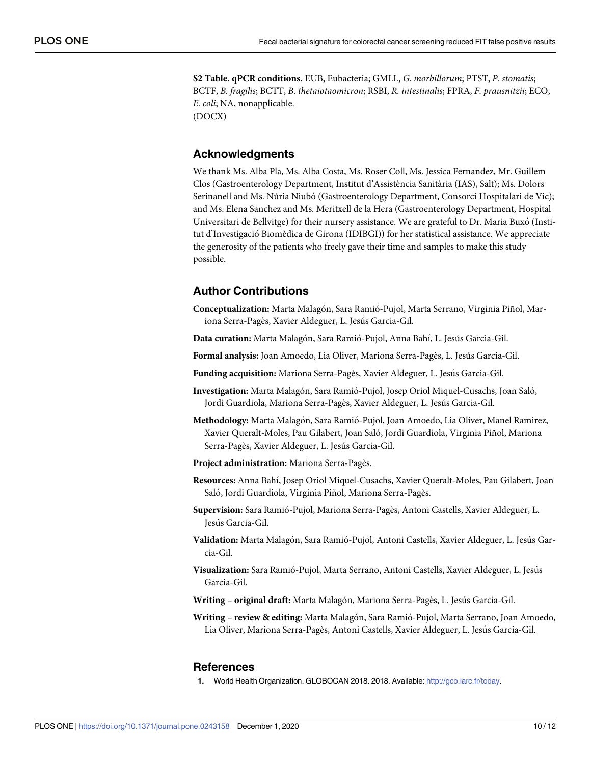**S2 Table. qPCR conditions.** EUB, Eubacteria; GMLL, *G. morbillorum*; PTST, *P. stomatis*; BCTF, *B. fragilis*; BCTT, *B. thetaiotaomicron*; RSBI, *R. intestinalis*; FPRA, *F. prausnitzii*; ECO, *E. coli*; NA, nonapplicable.
(DOCX)

## Acknowledgments

We thank Ms. Alba Pla, Ms. Alba Costa, Ms. Roser Coll, Ms. Jessica Fernandez, Mr. Guillem Clos (Gastroenterology Department, Institut d'Assistència Sanitària (IAS), Salt); Ms. Dolors Serinanell and Ms. Núria Niubó (Gastroenterology Department, Consorci Hospitalari de Vic); and Ms. Elena Sanchez and Ms. Meritxell de la Hera (Gastroenterology Department, Hospital Universitari de Bellvitge) for their nursery assistance. We are grateful to Dr. Maria Buxó (Institut d'Investigació Biomèdica de Girona (IDIBGI)) for her statistical assistance. We appreciate the generosity of the patients who freely gave their time and samples to make this study possible.

## Author Contributions

**Conceptualization:** Marta Malagón, Sara Ramió-Pujol, Marta Serrano, Virginia Piñol, Mariona Serra-Pagès, Xavier Aldeguer, L. Jesús Garcia-Gil.

**Data curation:** Marta Malagón, Sara Ramió-Pujol, Anna Bahí, L. Jesús Garcia-Gil.

**Formal analysis:** Joan Amoedo, Lia Oliver, Mariona Serra-Pagès, L. Jesús Garcia-Gil.

**Funding acquisition:** Mariona Serra-Pagès, Xavier Aldeguer, L. Jesús Garcia-Gil.

**Investigation:** Marta Malagón, Sara Ramió-Pujol, Josep Oriol Miquel-Cusachs, Joan Saló, Jordi Guardiola, Mariona Serra-Pagès, Xavier Aldeguer, L. Jesús Garcia-Gil.

**Methodology:** Marta Malagón, Sara Ramió-Pujol, Joan Amoedo, Lia Oliver, Manel Ramirez, Xavier Queralt-Moles, Pau Gilabert, Joan Saló, Jordi Guardiola, Virginia Piñol, Mariona Serra-Pagès, Xavier Aldeguer, L. Jesús Garcia-Gil.

**Project administration:** Mariona Serra-Pagès.

**Resources:** Anna Bahí, Josep Oriol Miquel-Cusachs, Xavier Queralt-Moles, Pau Gilabert, Joan Saló, Jordi Guardiola, Virginia Piñol, Mariona Serra-Pagès.

**Supervision:** Sara Ramió-Pujol, Mariona Serra-Pagès, Antoni Castells, Xavier Aldeguer, L. Jesús Garcia-Gil.

**Validation:** Marta Malagón, Sara Ramió-Pujol, Antoni Castells, Xavier Aldeguer, L. Jesús Garcia-Gil.

**Visualization:** Sara Ramió-Pujol, Marta Serrano, Antoni Castells, Xavier Aldeguer, L. Jesús Garcia-Gil.

**Writing – original draft:** Marta Malagón, Mariona Serra-Pagès, L. Jesús Garcia-Gil.

**Writing – review & editing:** Marta Malagón, Sara Ramió-Pujol, Marta Serrano, Joan Amoedo, Lia Oliver, Mariona Serra-Pagès, Antoni Castells, Xavier Aldeguer, L. Jesús Garcia-Gil.

## References

1. World Health Organization. GLOBOCAN 2018. 2018. Available: http://gco.iarc.fr/today.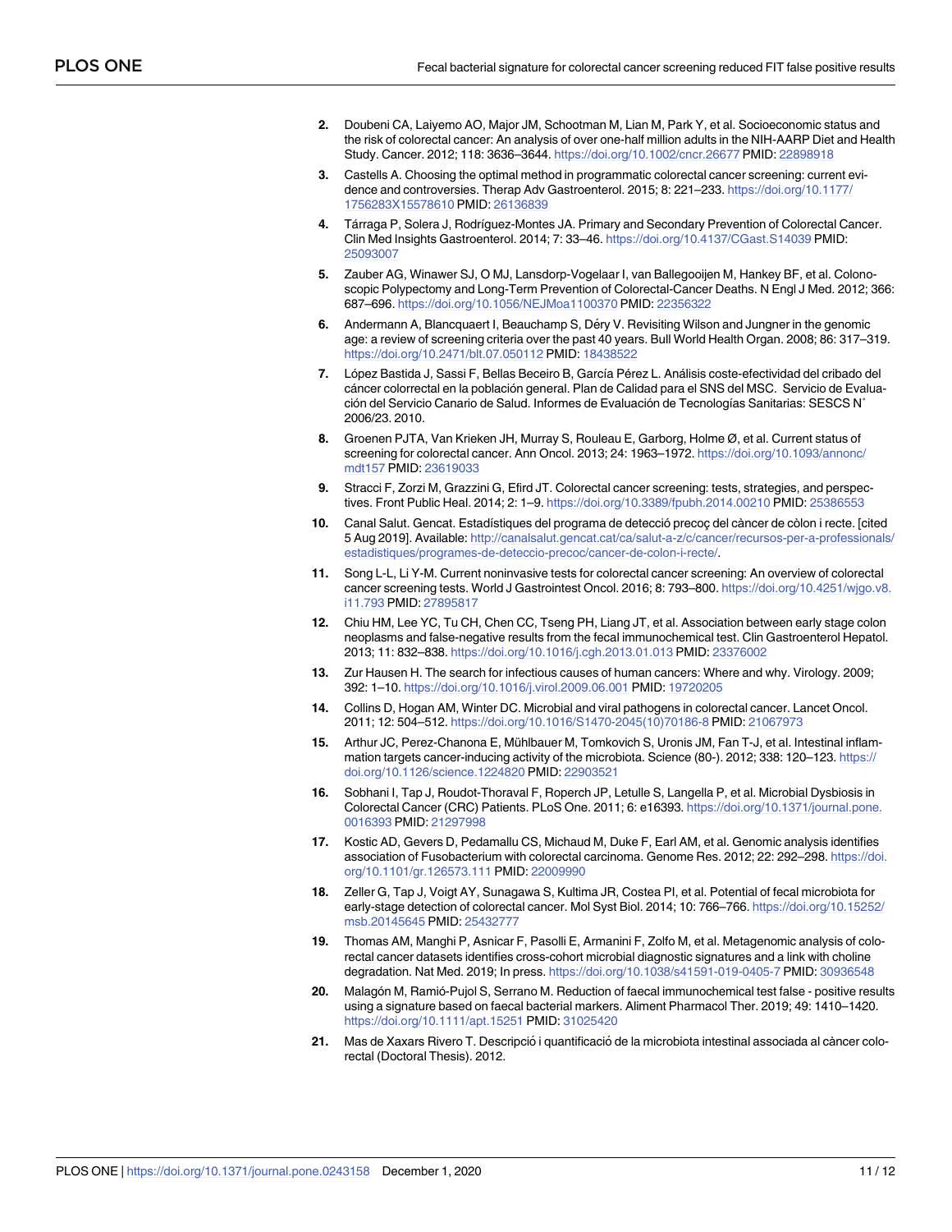2. Doubeni CA, Laiyemo AO, Major JM, Schootman M, Lian M, Park Y, et al. Socioeconomic status and the risk of colorectal cancer: An analysis of over one-half million adults in the NIH-AARP Diet and Health Study. Cancer. 2012; 118: 3636–3644. https://doi.org/10.1002/cncr.26677 PMID: 22898918
3. Castells A. Choosing the optimal method in programmatic colorectal cancer screening: current evidence and controversies. Therap Adv Gastroenterol. 2015; 8: 221–233. https://doi.org/10.1177/1756283X15578610 PMID: 26136839
4. Tárraga P, Solera J, Rodríguez-Montes JA. Primary and Secondary Prevention of Colorectal Cancer. Clin Med Insights Gastroenterol. 2014; 7: 33–46. https://doi.org/10.4137/CGast.S14039 PMID: 25093007
5. Zauber AG, Winawer SJ, O MJ, Lansdorp-Vogelaar I, van Ballegooijen M, Hankey BF, et al. Colonoscopic Polypectomy and Long-Term Prevention of Colorectal-Cancer Deaths. N Engl J Med. 2012; 366: 687–696. https://doi.org/10.1056/NEJMoa1100370 PMID: 22356322
6. Andermann A, Blancquaert I, Beauchamp S, Déry V. Revisiting Wilson and Jungner in the genomic age: a review of screening criteria over the past 40 years. Bull World Health Organ. 2008; 86: 317–319. https://doi.org/10.2471/blt.07.050112 PMID: 18438522
7. López Bastida J, Sassi F, Bellas Beceiro B, García Pérez L. Análisis coste-efectividad del cribado del cáncer colorrectal en la población general. Plan de Calidad para el SNS del MSC. Servicio de Evaluación del Servicio Canario de Salud. Informes de Evaluación de Tecnologías Sanitarias: SESCS N˚ 2006/23. 2010.
8. Groenen PJTA, Van Krieken JH, Murray S, Rouleau E, Garborg, Holme Ø, et al. Current status of screening for colorectal cancer. Ann Oncol. 2013; 24: 1963–1972. https://doi.org/10.1093/annonc/mdt157 PMID: 23619033
9. Stracci F, Zorzi M, Grazzini G, Efird JT. Colorectal cancer screening: tests, strategies, and perspectives. Front Public Heal. 2014; 2: 1–9. https://doi.org/10.3389/fpubh.2014.00210 PMID: 25386553
10. Canal Salut. Gencat. Estadístiques del programa de detecció precoç del càncer de còlon i recte. [cited 5 Aug 2019]. Available: http://canalsalut.gencat.cat/ca/salut-a-z/c/cancer/recursos-per-a-professionals/estadistiques/programes-de-deteccio-precoc/cancer-de-colon-i-recte/.
11. Song L-L, Li Y-M. Current noninvasive tests for colorectal cancer screening: An overview of colorectal cancer screening tests. World J Gastrointest Oncol. 2016; 8: 793–800. https://doi.org/10.4251/wjgo.v8.i11.793 PMID: 27895817
12. Chiu HM, Lee YC, Tu CH, Chen CC, Tseng PH, Liang JT, et al. Association between early stage colon neoplasms and false-negative results from the fecal immunochemical test. Clin Gastroenterol Hepatol. 2013; 11: 832–838. https://doi.org/10.1016/j.cgh.2013.01.013 PMID: 23376002
13. Zur Hausen H. The search for infectious causes of human cancers: Where and why. Virology. 2009; 392: 1–10. https://doi.org/10.1016/j.virol.2009.06.001 PMID: 19720205
14. Collins D, Hogan AM, Winter DC. Microbial and viral pathogens in colorectal cancer. Lancet Oncol. 2011; 12: 504–512. https://doi.org/10.1016/S1470-2045(10)70186-8 PMID: 21067973
15. Arthur JC, Perez-Chanona E, Mühlbauer M, Tomkovich S, Uronis JM, Fan T-J, et al. Intestinal inflammation targets cancer-inducing activity of the microbiota. Science (80-). 2012; 338: 120–123. https://doi.org/10.1126/science.1224820 PMID: 22903521
16. Sobhani I, Tap J, Roudot-Thoraval F, Roperch JP, Letulle S, Langella P, et al. Microbial Dysbiosis in Colorectal Cancer (CRC) Patients. PLoS One. 2011; 6: e16393. https://doi.org/10.1371/journal.pone.0016393 PMID: 21297998
17. Kostic AD, Gevers D, Pedamallu CS, Michaud M, Duke F, Earl AM, et al. Genomic analysis identifies association of Fusobacterium with colorectal carcinoma. Genome Res. 2012; 22: 292–298. https://doi.org/10.1101/gr.126573.111 PMID: 22009990
18. Zeller G, Tap J, Voigt AY, Sunagawa S, Kultima JR, Costea PI, et al. Potential of fecal microbiota for early-stage detection of colorectal cancer. Mol Syst Biol. 2014; 10: 766–766. https://doi.org/10.15252/msb.20145645 PMID: 25432777
19. Thomas AM, Manghi P, Asnicar F, Pasolli E, Armanini F, Zolfo M, et al. Metagenomic analysis of colorectal cancer datasets identifies cross-cohort microbial diagnostic signatures and a link with choline degradation. Nat Med. 2019; In press. https://doi.org/10.1038/s41591-019-0405-7 PMID: 30936548
20. Malagón M, Ramió-Pujol S, Serrano M. Reduction of faecal immunochemical test false - positive results using a signature based on faecal bacterial markers. Aliment Pharmacol Ther. 2019; 49: 1410–1420. https://doi.org/10.1111/apt.15251 PMID: 31025420
21. Mas de Xaxars Rivero T. Descripció i quantificació de la microbiota intestinal associada al càncer colorectal (Doctoral Thesis). 2012.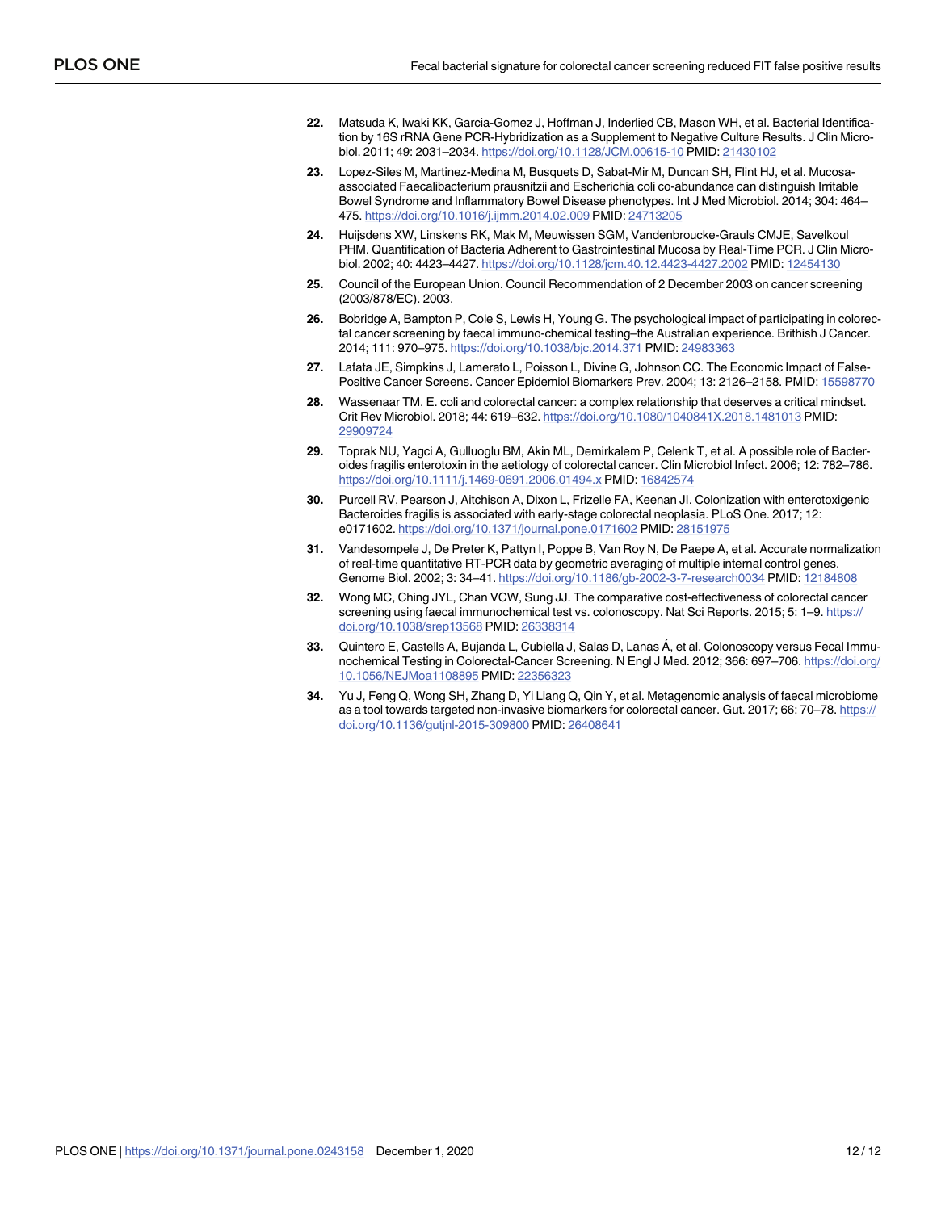22. Matsuda K, Iwaki KK, Garcia-Gomez J, Hoffman J, Inderlied CB, Mason WH, et al. Bacterial Identification by 16S rRNA Gene PCR-Hybridization as a Supplement to Negative Culture Results. J Clin Microbiol. 2011; 49: 2031–2034. https://doi.org/10.1128/JCM.00615-10 PMID: 21430102

23. Lopez-Siles M, Martinez-Medina M, Busquets D, Sabat-Mir M, Duncan SH, Flint HJ, et al. Mucosa-associated Faecalibacterium prausnitzii and Escherichia coli co-abundance can distinguish Irritable Bowel Syndrome and Inflammatory Bowel Disease phenotypes. Int J Med Microbiol. 2014; 304: 464–475. https://doi.org/10.1016/j.ijmm.2014.02.009 PMID: 24713205

24. Huijsdens XW, Linskens RK, Mak M, Meuwissen SGM, Vandenbroucke-Grauls CMJE, Savelkoul PHM. Quantification of Bacteria Adherent to Gastrointestinal Mucosa by Real-Time PCR. J Clin Microbiol. 2002; 40: 4423–4427. https://doi.org/10.1128/jcm.40.12.4423-4427.2002 PMID: 12454130

25. Council of the European Union. Council Recommendation of 2 December 2003 on cancer screening (2003/878/EC). 2003.

26. Bobridge A, Bampton P, Cole S, Lewis H, Young G. The psychological impact of participating in colorectal cancer screening by faecal immuno-chemical testing–the Australian experience. Brithish J Cancer. 2014; 111: 970–975. https://doi.org/10.1038/bjc.2014.371 PMID: 24983363

27. Lafata JE, Simpkins J, Lamerato L, Poisson L, Divine G, Johnson CC. The Economic Impact of False-Positive Cancer Screens. Cancer Epidemiol Biomarkers Prev. 2004; 13: 2126–2158. PMID: 15598770

28. Wassenaar TM. E. coli and colorectal cancer: a complex relationship that deserves a critical mindset. Crit Rev Microbiol. 2018; 44: 619–632. https://doi.org/10.1080/1040841X.2018.1481013 PMID: 29909724

29. Toprak NU, Yagci A, Gulluoglu BM, Akin ML, Demirkalem P, Celenk T, et al. A possible role of Bacteroides fragilis enterotoxin in the aetiology of colorectal cancer. Clin Microbiol Infect. 2006; 12: 782–786. https://doi.org/10.1111/j.1469-0691.2006.01494.x PMID: 16842574

30. Purcell RV, Pearson J, Aitchison A, Dixon L, Frizelle FA, Keenan JI. Colonization with enterotoxigenic Bacteroides fragilis is associated with early-stage colorectal neoplasia. PLoS One. 2017; 12: e0171602. https://doi.org/10.1371/journal.pone.0171602 PMID: 28151975

31. Vandesompele J, De Preter K, Pattyn I, Poppe B, Van Roy N, De Paepe A, et al. Accurate normalization of real-time quantitative RT-PCR data by geometric averaging of multiple internal control genes. Genome Biol. 2002; 3: 34–41. https://doi.org/10.1186/gb-2002-3-7-research0034 PMID: 12184808

32. Wong MC, Ching JYL, Chan VCW, Sung JJ. The comparative cost-effectiveness of colorectal cancer screening using faecal immunochemical test vs. colonoscopy. Nat Sci Reports. 2015; 5: 1–9. https://doi.org/10.1038/srep13568 PMID: 26338314

33. Quintero E, Castells A, Bujanda L, Cubiella J, Salas D, Lanas Á, et al. Colonoscopy versus Fecal Immunochemical Testing in Colorectal-Cancer Screening. N Engl J Med. 2012; 366: 697–706. https://doi.org/10.1056/NEJMoa1108895 PMID: 22356323

34. Yu J, Feng Q, Wong SH, Zhang D, Yi Liang Q, Qin Y, et al. Metagenomic analysis of faecal microbiome as a tool towards targeted non-invasive biomarkers for colorectal cancer. Gut. 2017; 66: 70–78. https://doi.org/10.1136/gutjnl-2015-309800 PMID: 26408641